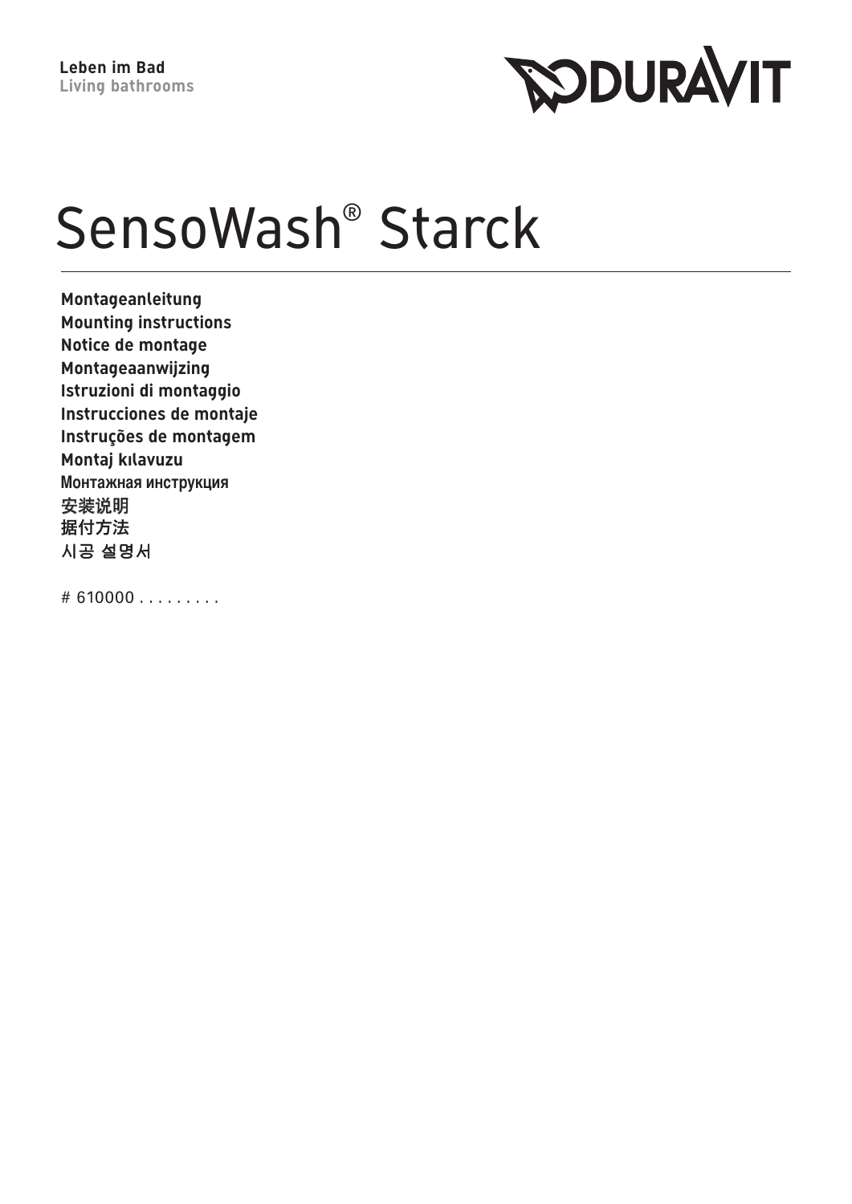**Leben im Bad**
**Living bathrooms**

DURAVIT

# SensoWash® Starck

**Montageanleitung**
**Mounting instructions**
**Notice de montage**
**Montageaanwijzing**
**Istruzioni di montaggio**
**Instrucciones de montaje**
**Instruções de montagem**
**Montaj kılavuzu**
**Монтажная инструкция**
**安装说明**
**据付方法**
**시공 설명서**

# 610000 . . . . . . . . .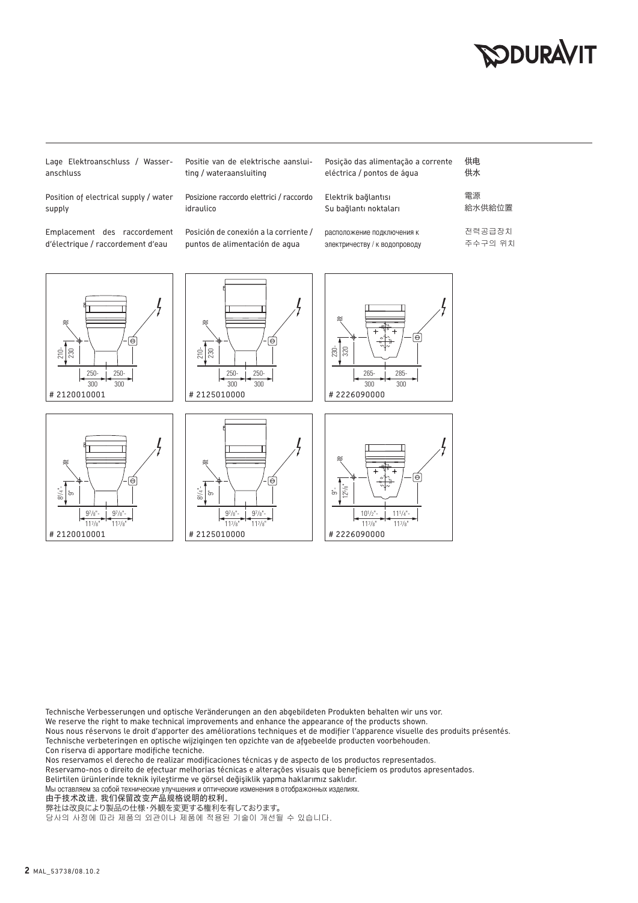Lage Elektroanschluss / Wasseranschluss

Position of electrical supply / water supply

Emplacement des raccordement d'électrique / raccordement d'eau

Positie van de elektrische aansluiting / wateraansluiting

Posizione raccordo elettrici / raccordo idraulico

Posición de conexión a la corriente / puntos de alimentación de agua

Posição das alimentação a corrente eléctrica / pontos de água

Elektrik bağlantısı
Su bağlantı noktaları

расположение подключения к электричеству / к водопроводу

供电
供水

電源
給水供給位置

전력공급장치
주수구의 위치

210-230 | 250-300 | 250-300
# 2120010001

210-230 | 250-300 | 250-300
# 2125010000

230-320 | 265-300 | 285-300
# 2226090000

8¼"-9" | 9⅞"-11⅞" | 9⅞"-11⅞"
# 2120010001

8¼"-9" | 9⅞"-11⅞" | 9⅞"-11⅞"
# 2125010000

9"-12⅝" | 10½"-11⅞" | 11¼"-11⅞"
# 2226090000

Technische Verbesserungen und optische Veränderungen an den abgebildeten Produkten behalten wir uns vor.
We reserve the right to make technical improvements and enhance the appearance of the products shown.
Nous nous réservons le droit d'apporter des améliorations techniques et de modifier l'apparence visuelle des produits présentés.
Technische verbeteringen en optische wijzigingen ten opzichte van de afgebeelde producten voorbehouden.
Con riserva di apportare modifiche tecniche.
Nos reservamos el derecho de realizar modificaciones técnicas y de aspecto de los productos representados.
Reservamo-nos o direito de efectuar melhorias técnicas e alterações visuais que beneficiem os produtos apresentados.
Belirtilen ürünlerinde teknik iyileştirme ve görsel değişiklik yapma haklarımız saklıdır.
Мы оставляем за собой технические улучшения и оптические изменения в отображонных изделиях.
由于技术改进，我们保留改变产品规格说明的权利。
弊社は改良により製品の仕様・外観を変更する権利を有しております。
당사의 사정에 따라 제품의 외관이나 제품에 적용된 기술이 개선될 수 있습니다.

MAL_53738/08.10.2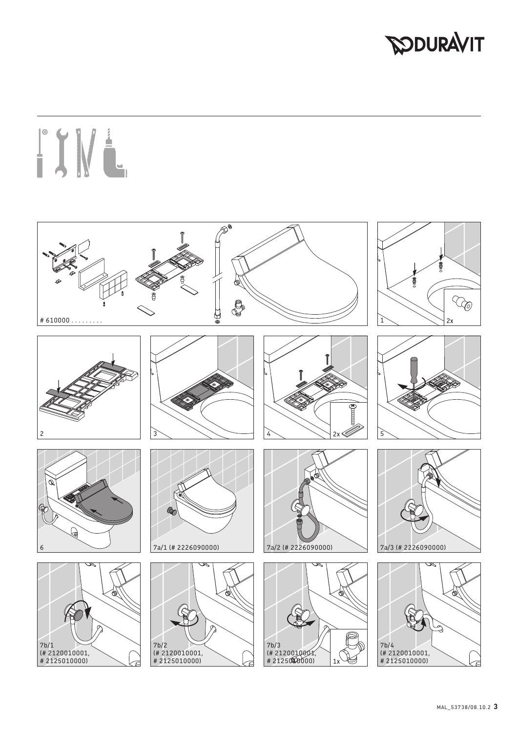# 610000 .........

1 2x

2

3

4 2x

5

6

7a/1 (# 2226090000)

7a/2 (# 2226090000)

7a/3 (# 2226090000)

7b/1 (# 2120010001, # 2125010000)

7b/2 (# 2120010001, # 2125010000)

7b/3 (# 2120010001, # 2125010000) 1x

7b/4 (# 2120010001, # 2125010000)

MAL_53738/08.10.2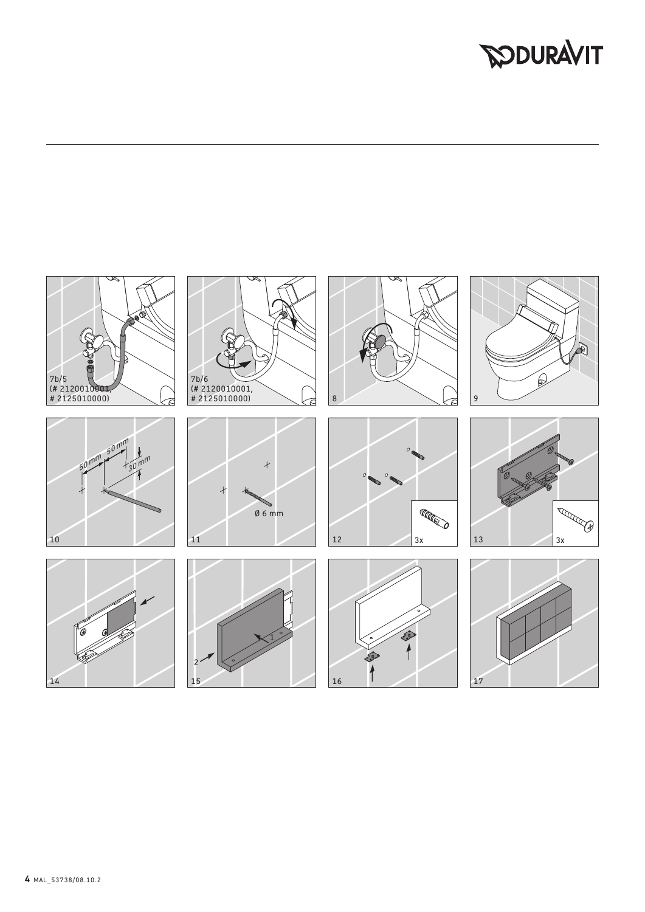7b/5
(# 2120010001,
# 2125010000)

7b/6
(# 2120010001,
# 2125010000)

8

9

10

50 mm 50 mm 30 mm

11

Ø 6 mm

12

3x

13

3x

14

15

1

2

16

17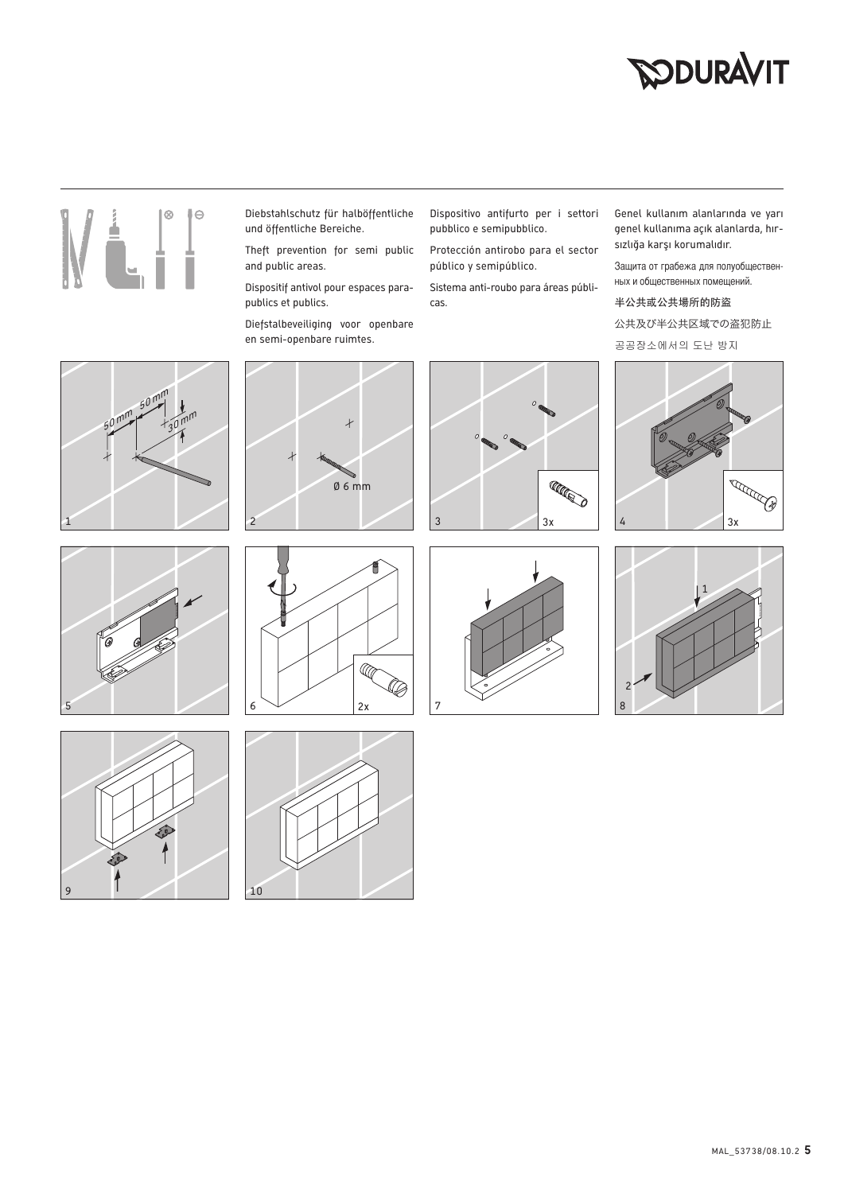Diebstahlschutz für halböffentliche und öffentliche Bereiche.

Theft prevention for semi public and public areas.

Dispositif antivol pour espaces para-publics et publics.

Diefstalbeveiliging voor openbare en semi-openbare ruimtes.

Dispositivo antifurto per i settori pubblico e semipubblico.

Protección antirobo para el sector público y semipúblico.

Sistema anti-roubo para áreas públicas.

Genel kullanım alanlarında ve yarı genel kullanıma açık alanlarda, hırsızlığa karşı korumalıdır.

Защита от грабежа для полуобщественных и общественных помещений.

半公共或公共場所的防盗

公共及び半公共区域での盗犯防止

공공장소에서의 도난 방지

50 mm 50 mm 30 mm

1

Ø 6 mm

2

3 3x

4 3x

5

6 2x

7

8

9

10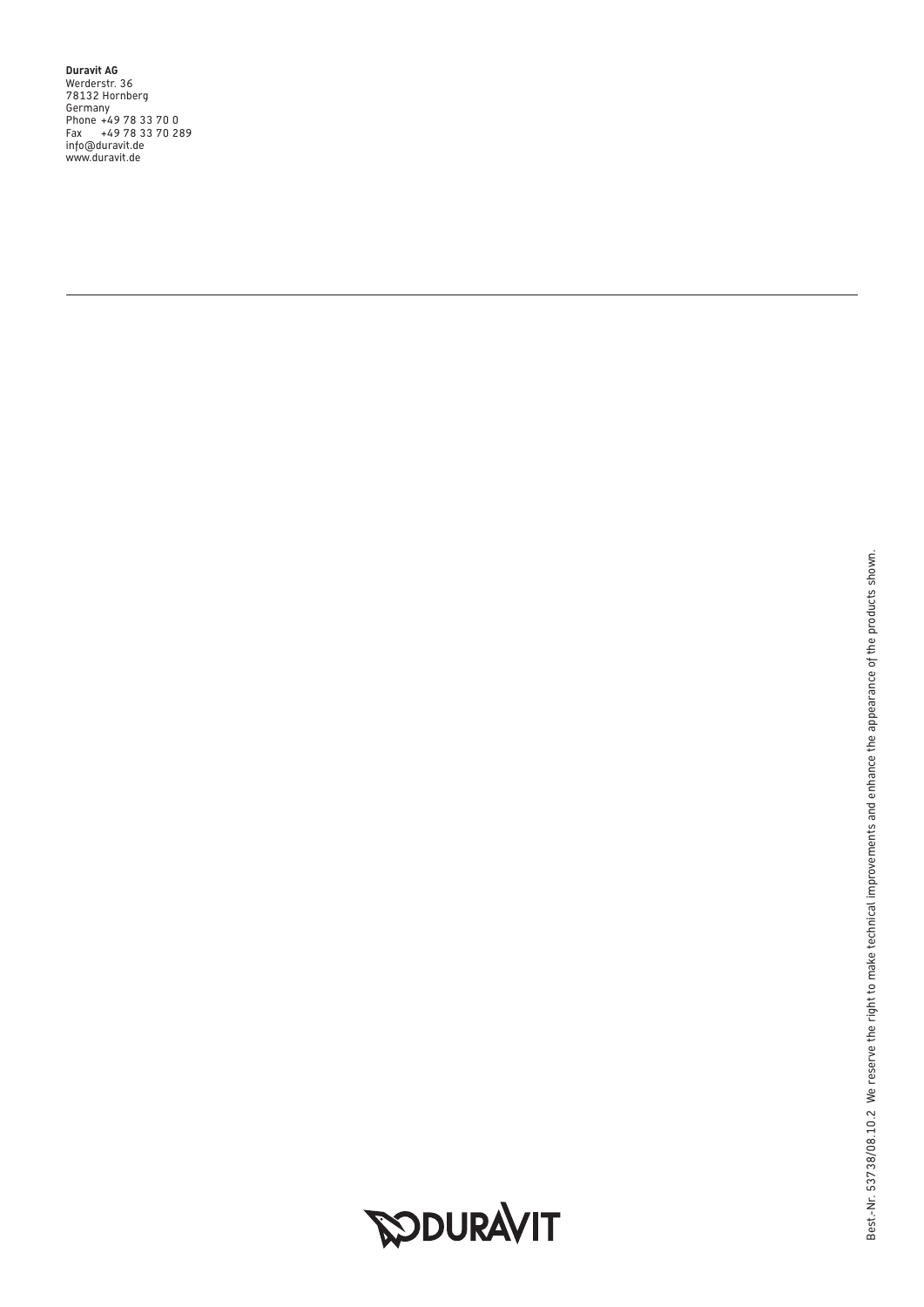**Duravit AG**
Werderstr. 36
78132 Hornberg
Germany
Phone +49 78 33 70 0
Fax +49 78 33 70 289
info@duravit.de
www.duravit.de

---

DURAVIT

Best.-Nr. 53738/08.10.2 We reserve the right to make technical improvements and enhance the appearance of the products shown.